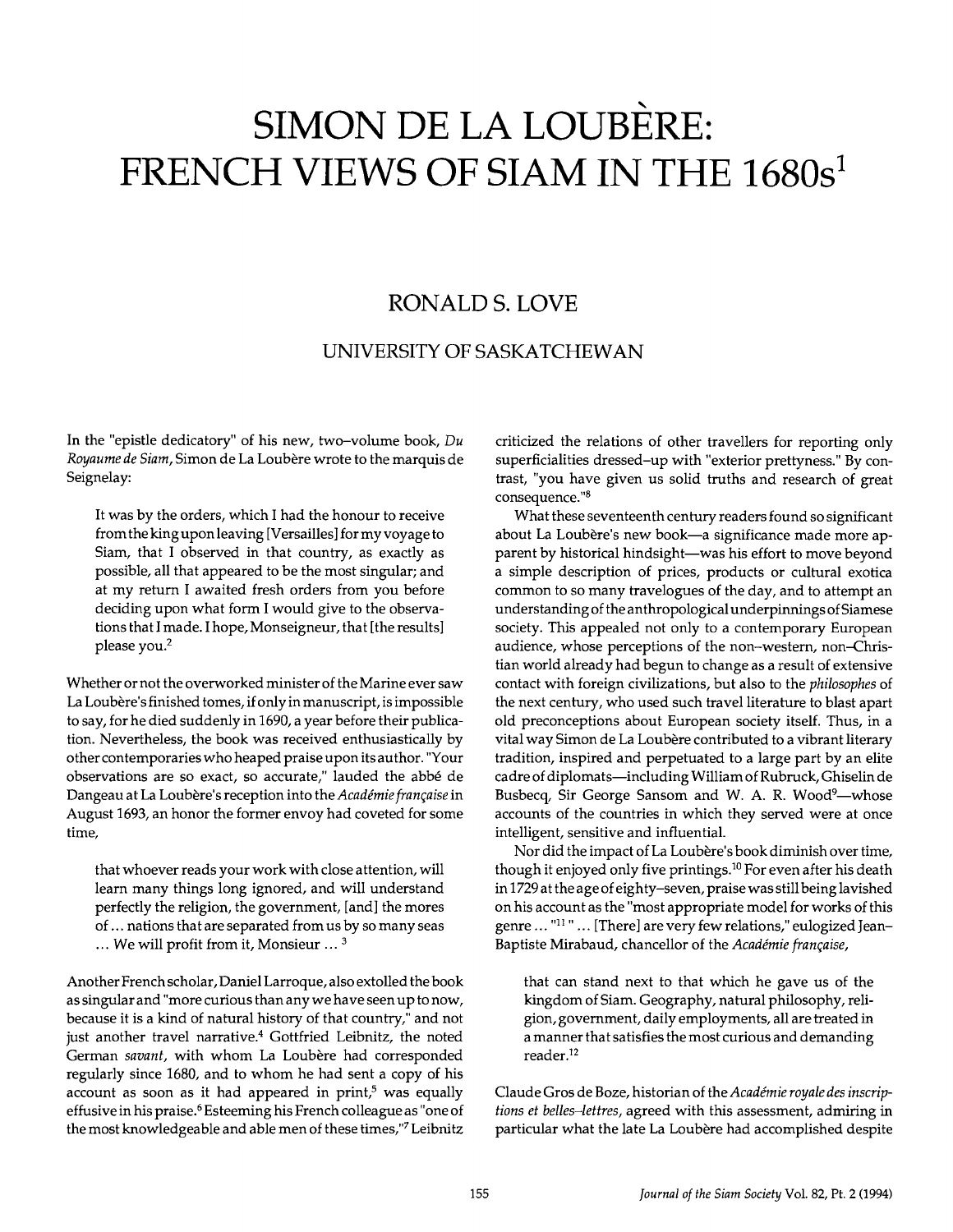# SIMON DE LA LOUBÈRE: FRENCH VIEWS OF SIAM IN THE 1680s[1]

## RONALD S. LOVE

### UNIVERSITY OF SASKATCHEWAN

In the "epistle dedicatory" of his new, two–volume book, *Du Royaume de Siam*, Simon de La Loubère wrote to the marquis de Seignelay:

> It was by the orders, which I had the honour to receive from the king upon leaving [Versailles] for my voyage to Siam, that I observed in that country, as exactly as possible, all that appeared to be the most singular; and at my return I awaited fresh orders from you before deciding upon what form I would give to the observations that I made. I hope, Monseigneur, that [the results] please you.[2]

Whether or not the overworked minister of the Marine ever saw La Loubère's finished tomes, if only in manuscript, is impossible to say, for he died suddenly in 1690, a year before their publication. Nevertheless, the book was received enthusiastically by other contemporaries who heaped praise upon its author. "Your observations are so exact, so accurate," lauded the abbé de Dangeau at La Loubère's reception into the *Académie française* in August 1693, an honor the former envoy had coveted for some time,

> that whoever reads your work with close attention, will learn many things long ignored, and will understand perfectly the religion, the government, [and] the mores of ... nations that are separated from us by so many seas ... We will profit from it, Monsieur ... [3]

Another French scholar, Daniel Larroque, also extolled the book as singular and "more curious than any we have seen up to now, because it is a kind of natural history of that country," and not just another travel narrative.[4] Gottfried Leibnitz, the noted German *savant*, with whom La Loubère had corresponded regularly since 1680, and to whom he had sent a copy of his account as soon as it had appeared in print,[5] was equally effusive in his praise.[6] Esteeming his French colleague as "one of the most knowledgeable and able men of these times,"[7] Leibnitz criticized the relations of other travellers for reporting only superficialities dressed–up with "exterior prettyness." By contrast, "you have given us solid truths and research of great consequence."[8]

What these seventeenth century readers found so significant about La Loubère's new book—a significance made more apparent by historical hindsight—was his effort to move beyond a simple description of prices, products or cultural exotica common to so many travelogues of the day, and to attempt an understanding of the anthropological underpinnings of Siamese society. This appealed not only to a contemporary European audience, whose perceptions of the non–western, non–Christian world already had begun to change as a result of extensive contact with foreign civilizations, but also to the *philosophes* of the next century, who used such travel literature to blast apart old preconceptions about European society itself. Thus, in a vital way Simon de La Loubère contributed to a vibrant literary tradition, inspired and perpetuated to a large part by an elite cadre of diplomats—including William of Rubruck, Ghiselin de Busbecq, Sir George Sansom and W. A. R. Wood[9]—whose accounts of the countries in which they served were at once intelligent, sensitive and influential.

Nor did the impact of La Loubère's book diminish over time, though it enjoyed only five printings.[10] For even after his death in 1729 at the age of eighty–seven, praise was still being lavished on his account as the "most appropriate model for works of this genre ... "[11] " ... [There] are very few relations," eulogized Jean–Baptiste Mirabaud, chancellor of the *Académie française*,

> that can stand next to that which he gave us of the kingdom of Siam. Geography, natural philosophy, religion, government, daily employments, all are treated in a manner that satisfies the most curious and demanding reader.[12]

Claude Gros de Boze, historian of the *Académie royale des inscriptions et belles–lettres*, agreed with this assessment, admiring in particular what the late La Loubère had accomplished despite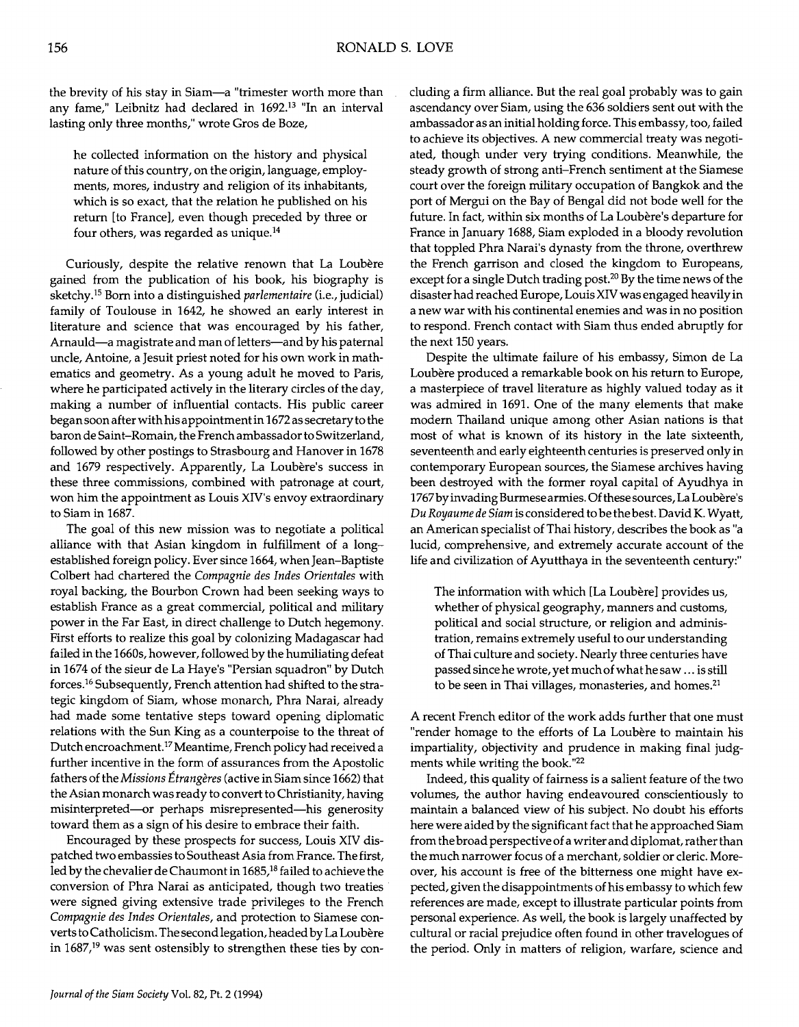the brevity of his stay in Siam—a "trimester worth more than any fame," Leibnitz had declared in 1692.[13] "In an interval lasting only three months," wrote Gros de Boze,

> he collected information on the history and physical nature of this country, on the origin, language, employments, mores, industry and religion of its inhabitants, which is so exact, that the relation he published on his return [to France], even though preceded by three or four others, was regarded as unique.[14]

Curiously, despite the relative renown that La Loubère gained from the publication of his book, his biography is sketchy.[15] Born into a distinguished *parlementaire* (i.e., judicial) family of Toulouse in 1642, he showed an early interest in literature and science that was encouraged by his father, Arnauld—a magistrate and man of letters—and by his paternal uncle, Antoine, a Jesuit priest noted for his own work in mathematics and geometry. As a young adult he moved to Paris, where he participated actively in the literary circles of the day, making a number of influential contacts. His public career began soon after with his appointment in 1672 as secretary to the baron de Saint–Romain, the French ambassador to Switzerland, followed by other postings to Strasbourg and Hanover in 1678 and 1679 respectively. Apparently, La Loubère's success in these three commissions, combined with patronage at court, won him the appointment as Louis XIV's envoy extraordinary to Siam in 1687.

The goal of this new mission was to negotiate a political alliance with that Asian kingdom in fulfillment of a long–established foreign policy. Ever since 1664, when Jean–Baptiste Colbert had chartered the *Compagnie des Indes Orientales* with royal backing, the Bourbon Crown had been seeking ways to establish France as a great commercial, political and military power in the Far East, in direct challenge to Dutch hegemony. First efforts to realize this goal by colonizing Madagascar had failed in the 1660s, however, followed by the humiliating defeat in 1674 of the sieur de La Haye's "Persian squadron" by Dutch forces.[16] Subsequently, French attention had shifted to the strategic kingdom of Siam, whose monarch, Phra Narai, already had made some tentative steps toward opening diplomatic relations with the Sun King as a counterpoise to the threat of Dutch encroachment.[17] Meantime, French policy had received a further incentive in the form of assurances from the Apostolic fathers of the *Missions Étrangères* (active in Siam since 1662) that the Asian monarch was ready to convert to Christianity, having misinterpreted—or perhaps misrepresented—his generosity toward them as a sign of his desire to embrace their faith.

Encouraged by these prospects for success, Louis XIV dispatched two embassies to Southeast Asia from France. The first, led by the chevalier de Chaumont in 1685,[18] failed to achieve the conversion of Phra Narai as anticipated, though two treaties were signed giving extensive trade privileges to the French *Compagnie des Indes Orientales*, and protection to Siamese converts to Catholicism. The second legation, headed by La Loubère in 1687,[19] was sent ostensibly to strengthen these ties by concluding a firm alliance. But the real goal probably was to gain ascendancy over Siam, using the 636 soldiers sent out with the ambassador as an initial holding force. This embassy, too, failed to achieve its objectives. A new commercial treaty was negotiated, though under very trying conditions. Meanwhile, the steady growth of strong anti–French sentiment at the Siamese court over the foreign military occupation of Bangkok and the port of Mergui on the Bay of Bengal did not bode well for the future. In fact, within six months of La Loubère's departure for France in January 1688, Siam exploded in a bloody revolution that toppled Phra Narai's dynasty from the throne, overthrew the French garrison and closed the kingdom to Europeans, except for a single Dutch trading post.[20] By the time news of the disaster had reached Europe, Louis XIV was engaged heavily in a new war with his continental enemies and was in no position to respond. French contact with Siam thus ended abruptly for the next 150 years.

Despite the ultimate failure of his embassy, Simon de La Loubère produced a remarkable book on his return to Europe, a masterpiece of travel literature as highly valued today as it was admired in 1691. One of the many elements that make modern Thailand unique among other Asian nations is that most of what is known of its history in the late sixteenth, seventeenth and early eighteenth centuries is preserved only in contemporary European sources, the Siamese archives having been destroyed with the former royal capital of Ayudhya in 1767 by invading Burmese armies. Of these sources, La Loubère's *Du Royaume de Siam* is considered to be the best. David K. Wyatt, an American specialist of Thai history, describes the book as "a lucid, comprehensive, and extremely accurate account of the life and civilization of Ayutthaya in the seventeenth century:"

> The information with which [La Loubère] provides us, whether of physical geography, manners and customs, political and social structure, or religion and administration, remains extremely useful to our understanding of Thai culture and society. Nearly three centuries have passed since he wrote, yet much of what he saw ... is still to be seen in Thai villages, monasteries, and homes.[21]

A recent French editor of the work adds further that one must "render homage to the efforts of La Loubère to maintain his impartiality, objectivity and prudence in making final judgments while writing the book."[22]

Indeed, this quality of fairness is a salient feature of the two volumes, the author having endeavoured conscientiously to maintain a balanced view of his subject. No doubt his efforts here were aided by the significant fact that he approached Siam from the broad perspective of a writer and diplomat, rather than the much narrower focus of a merchant, soldier or cleric. Moreover, his account is free of the bitterness one might have expected, given the disappointments of his embassy to which few references are made, except to illustrate particular points from personal experience. As well, the book is largely unaffected by cultural or racial prejudice often found in other travelogues of the period. Only in matters of religion, warfare, science and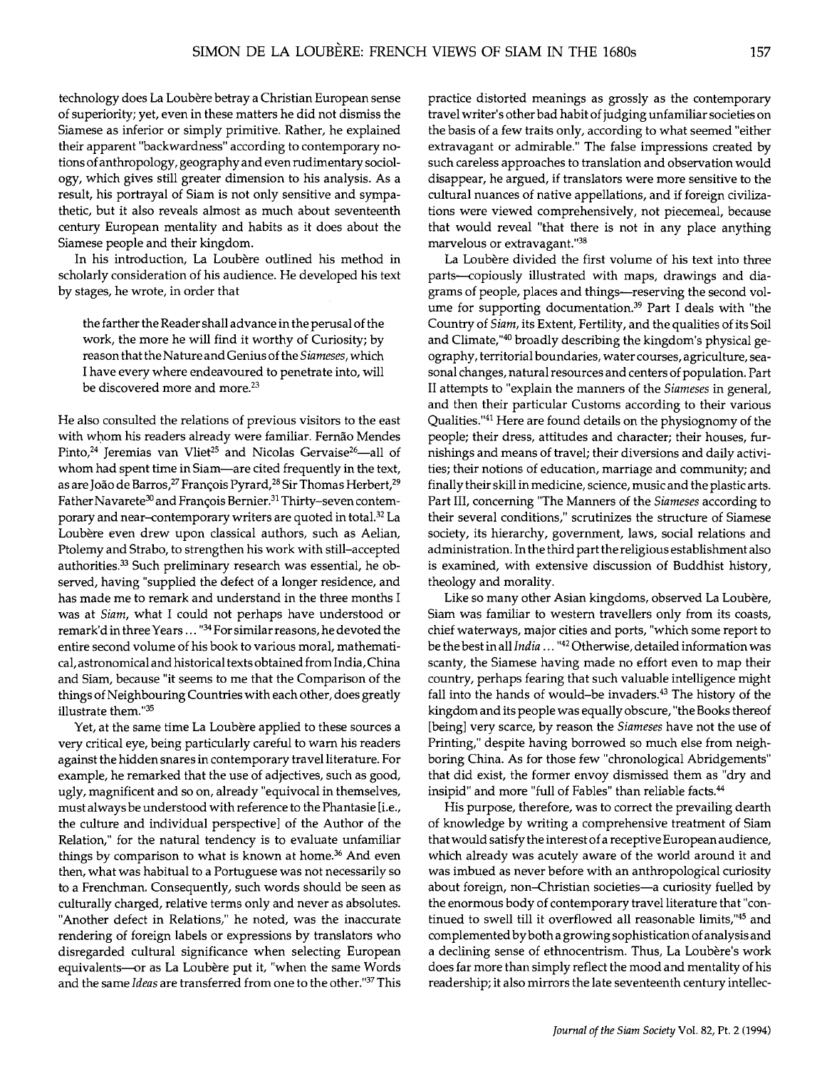technology does La Loubère betray a Christian European sense of superiority; yet, even in these matters he did not dismiss the Siamese as inferior or simply primitive. Rather, he explained their apparent "backwardness" according to contemporary notions of anthropology, geography and even rudimentary sociology, which gives still greater dimension to his analysis. As a result, his portrayal of Siam is not only sensitive and sympathetic, but it also reveals almost as much about seventeenth century European mentality and habits as it does about the Siamese people and their kingdom.

In his introduction, La Loubère outlined his method in scholarly consideration of his audience. He developed his text by stages, he wrote, in order that

> the farther the Reader shall advance in the perusal of the work, the more he will find it worthy of Curiosity; by reason that the Nature and Genius of the *Siameses*, which I have every where endeavoured to penetrate into, will be discovered more and more.[23]

He also consulted the relations of previous visitors to the east with whom his readers already were familiar. Fernão Mendes Pinto,[24] Jeremias van Vliet[25] and Nicolas Gervaise[26]—all of whom had spent time in Siam—are cited frequently in the text, as are João de Barros,[27] François Pyrard,[28] Sir Thomas Herbert,[29] Father Navarete[30] and François Bernier.[31] Thirty-seven contemporary and near-contemporary writers are quoted in total.[32] La Loubère even drew upon classical authors, such as Aelian, Ptolemy and Strabo, to strengthen his work with still-accepted authorities.[33] Such preliminary research was essential, he observed, having "supplied the defect of a longer residence, and has made me to remark and understand in the three months I was at *Siam*, what I could not perhaps have understood or remark'd in three Years ..."[34] For similar reasons, he devoted the entire second volume of his book to various moral, mathematical, astronomical and historical texts obtained from India, China and Siam, because "it seems to me that the Comparison of the things of Neighbouring Countries with each other, does greatly illustrate them."[35]

Yet, at the same time La Loubère applied to these sources a very critical eye, being particularly careful to warn his readers against the hidden snares in contemporary travel literature. For example, he remarked that the use of adjectives, such as good, ugly, magnificent and so on, already "equivocal in themselves, must always be understood with reference to the Phantasie [i.e., the culture and individual perspective] of the Author of the Relation," for the natural tendency is to evaluate unfamiliar things by comparison to what is known at home.[36] And even then, what was habitual to a Portuguese was not necessarily so to a Frenchman. Consequently, such words should be seen as culturally charged, relative terms only and never as absolutes. "Another defect in Relations," he noted, was the inaccurate rendering of foreign labels or expressions by translators who disregarded cultural significance when selecting European equivalents—or as La Loubère put it, "when the same Words and the same *Ideas* are transferred from one to the other."[37] This practice distorted meanings as grossly as the contemporary travel writer's other bad habit of judging unfamiliar societies on the basis of a few traits only, according to what seemed "either extravagant or admirable." The false impressions created by such careless approaches to translation and observation would disappear, he argued, if translators were more sensitive to the cultural nuances of native appellations, and if foreign civilizations were viewed comprehensively, not piecemeal, because that would reveal "that there is not in any place anything marvelous or extravagant."[38]

La Loubère divided the first volume of his text into three parts—copiously illustrated with maps, drawings and diagrams of people, places and things—reserving the second volume for supporting documentation.[39] Part I deals with "the Country of *Siam*, its Extent, Fertility, and the qualities of its Soil and Climate,"[40] broadly describing the kingdom's physical geography, territorial boundaries, water courses, agriculture, seasonal changes, natural resources and centers of population. Part II attempts to "explain the manners of the *Siameses* in general, and then their particular Customs according to their various Qualities."[41] Here are found details on the physiognomy of the people; their dress, attitudes and character; their houses, furnishings and means of travel; their diversions and daily activities; their notions of education, marriage and community; and finally their skill in medicine, science, music and the plastic arts. Part III, concerning "The Manners of the *Siameses* according to their several conditions," scrutinizes the structure of Siamese society, its hierarchy, government, laws, social relations and administration. In the third part the religious establishment also is examined, with extensive discussion of Buddhist history, theology and morality.

Like so many other Asian kingdoms, observed La Loubère, Siam was familiar to western travellers only from its coasts, chief waterways, major cities and ports, "which some report to be the best in all *India* ..."[42] Otherwise, detailed information was scanty, the Siamese having made no effort even to map their country, perhaps fearing that such valuable intelligence might fall into the hands of would-be invaders.[43] The history of the kingdom and its people was equally obscure, "the Books thereof [being] very scarce, by reason the *Siameses* have not the use of Printing," despite having borrowed so much else from neighboring China. As for those few "chronological Abridgements" that did exist, the former envoy dismissed them as "dry and insipid" and more "full of Fables" than reliable facts.[44]

His purpose, therefore, was to correct the prevailing dearth of knowledge by writing a comprehensive treatment of Siam that would satisfy the interest of a receptive European audience, which already was acutely aware of the world around it and was imbued as never before with an anthropological curiosity about foreign, non-Christian societies—a curiosity fuelled by the enormous body of contemporary travel literature that "continued to swell till it overflowed all reasonable limits,"[45] and complemented by both a growing sophistication of analysis and a declining sense of ethnocentrism. Thus, La Loubère's work does far more than simply reflect the mood and mentality of his readership; it also mirrors the late seventeenth century intellec-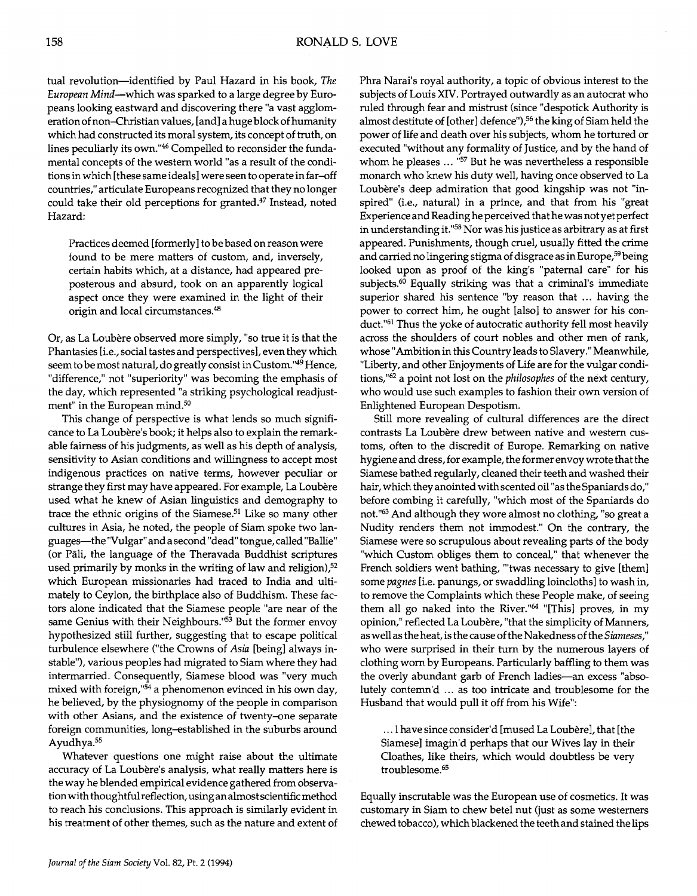tual revolution—identified by Paul Hazard in his book, *The European Mind*—which was sparked to a large degree by Europeans looking eastward and discovering there "a vast agglomeration of non–Christian values, [and] a huge block of humanity which had constructed its moral system, its concept of truth, on lines peculiarly its own."[46] Compelled to reconsider the fundamental concepts of the western world "as a result of the conditions in which [these same ideals] were seen to operate in far–off countries," articulate Europeans recognized that they no longer could take their old perceptions for granted.[47] Instead, noted Hazard:

> Practices deemed [formerly] to be based on reason were found to be mere matters of custom, and, inversely, certain habits which, at a distance, had appeared preposterous and absurd, took on an apparently logical aspect once they were examined in the light of their origin and local circumstances.[48]

Or, as La Loubère observed more simply, "so true it is that the Phantasies [i.e., social tastes and perspectives], even they which seem to be most natural, do greatly consist in Custom."[49] Hence, "difference," not "superiority" was becoming the emphasis of the day, which represented "a striking psychological readjustment" in the European mind.[50]

This change of perspective is what lends so much significance to La Loubère's book; it helps also to explain the remarkable fairness of his judgments, as well as his depth of analysis, sensitivity to Asian conditions and willingness to accept most indigenous practices on native terms, however peculiar or strange they first may have appeared. For example, La Loubère used what he knew of Asian linguistics and demography to trace the ethnic origins of the Siamese.[51] Like so many other cultures in Asia, he noted, the people of Siam spoke two languages—the "Vulgar" and a second "dead" tongue, called "Ballie" (or Pāli, the language of the Theravada Buddhist scriptures used primarily by monks in the writing of law and religion),[52] which European missionaries had traced to India and ultimately to Ceylon, the birthplace also of Buddhism. These factors alone indicated that the Siamese people "are near of the same Genius with their Neighbours."[53] But the former envoy hypothesized still further, suggesting that to escape political turbulence elsewhere ("the Crowns of *Asia* [being] always instable"), various peoples had migrated to Siam where they had intermarried. Consequently, Siamese blood was "very much mixed with foreign,"[54] a phenomenon evinced in his own day, he believed, by the physiognomy of the people in comparison with other Asians, and the existence of twenty–one separate foreign communities, long–established in the suburbs around Ayudhya.[55]

Whatever questions one might raise about the ultimate accuracy of La Loubère's analysis, what really matters here is the way he blended empirical evidence gathered from observation with thoughtful reflection, using an almost scientific method to reach his conclusions. This approach is similarly evident in his treatment of other themes, such as the nature and extent of Phra Narai's royal authority, a topic of obvious interest to the subjects of Louis XIV. Portrayed outwardly as an autocrat who ruled through fear and mistrust (since "despotick Authority is almost destitute of [other] defence"),[56] the king of Siam held the power of life and death over his subjects, whom he tortured or executed "without any formality of Justice, and by the hand of whom he pleases ... "[57] But he was nevertheless a responsible monarch who knew his duty well, having once observed to La Loubère's deep admiration that good kingship was not "inspired" (i.e., natural) in a prince, and that from his "great Experience and Reading he perceived that he was not yet perfect in understanding it."[58] Nor was his justice as arbitrary as at first appeared. Punishments, though cruel, usually fitted the crime and carried no lingering stigma of disgrace as in Europe,[59] being looked upon as proof of the king's "paternal care" for his subjects.[60] Equally striking was that a criminal's immediate superior shared his sentence "by reason that ... having the power to correct him, he ought [also] to answer for his conduct."[61] Thus the yoke of autocratic authority fell most heavily across the shoulders of court nobles and other men of rank, whose "Ambition in this Country leads to Slavery." Meanwhile, "Liberty, and other Enjoyments of Life are for the vulgar conditions,"[62] a point not lost on the *philosophes* of the next century, who would use such examples to fashion their own version of Enlightened European Despotism.

Still more revealing of cultural differences are the direct contrasts La Loubère drew between native and western customs, often to the discredit of Europe. Remarking on native hygiene and dress, for example, the former envoy wrote that the Siamese bathed regularly, cleaned their teeth and washed their hair, which they anointed with scented oil "as the Spaniards do," before combing it carefully, "which most of the Spaniards do not."[63] And although they wore almost no clothing, "so great a Nudity renders them not immodest." On the contrary, the Siamese were so scrupulous about revealing parts of the body "which Custom obliges them to conceal," that whenever the French soldiers went bathing, "'twas necessary to give [them] some *pagnes* [i.e. panungs, or swaddling loincloths] to wash in, to remove the Complaints which these People make, of seeing them all go naked into the River."[64] "[This] proves, in my opinion," reflected La Loubère, "that the simplicity of Manners, as well as the heat, is the cause of the Nakedness of the *Siameses*," who were surprised in their turn by the numerous layers of clothing worn by Europeans. Particularly baffling to them was the overly abundant garb of French ladies—an excess "absolutely contemn'd ... as too intricate and troublesome for the Husband that would pull it off from his Wife":

> ... I have since consider'd [mused La Loubère], that [the Siamese] imagin'd perhaps that our Wives lay in their Cloathes, like theirs, which would doubtless be very troublesome.[65]

Equally inscrutable was the European use of cosmetics. It was customary in Siam to chew betel nut (just as some westerners chewed tobacco), which blackened the teeth and stained the lips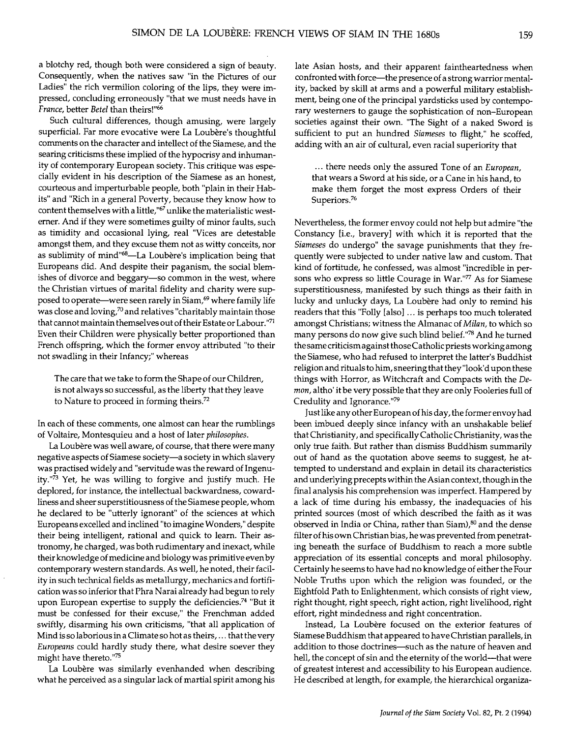a blotchy red, though both were considered a sign of beauty. Consequently, when the natives saw "in the Pictures of our Ladies" the rich vermilion coloring of the lips, they were impressed, concluding erroneously "that we must needs have in *France*, better *Betel* than theirs!"[66]

Such cultural differences, though amusing, were largely superficial. Far more evocative were La Loubère's thoughtful comments on the character and intellect of the Siamese, and the searing criticisms these implied of the hypocrisy and inhumanity of contemporary European society. This critique was especially evident in his description of the Siamese as an honest, courteous and imperturbable people, both "plain in their Habits" and "Rich in a general Poverty, because they know how to content themselves with a little,"[67] unlike the materialistic westerner. And if they were sometimes guilty of minor faults, such as timidity and occasional lying, real "Vices are detestable amongst them, and they excuse them not as witty conceits, nor as sublimity of mind"[68]—La Loubère's implication being that Europeans did. And despite their paganism, the social blemishes of divorce and beggary—so common in the west, where the Christian virtues of marital fidelity and charity were supposed to operate—were seen rarely in Siam,[69] where family life was close and loving,[70] and relatives "charitably maintain those that cannot maintain themselves out of their Estate or Labour."[71] Even their Children were physically better proportioned than French offspring, which the former envoy attributed "to their not swadling in their Infancy;" whereas

> The care that we take to form the Shape of our Children, is not always so successful, as the liberty that they leave to Nature to proceed in forming theirs.[72]

In each of these comments, one almost can hear the rumblings of Voltaire, Montesquieu and a host of later *philosophes*.

La Loubère was well aware, of course, that there were many negative aspects of Siamese society—a society in which slavery was practised widely and "servitude was the reward of Ingenuity."[73] Yet, he was willing to forgive and justify much. He deplored, for instance, the intellectual backwardness, cowardliness and sheer superstitiousness of the Siamese people, whom he declared to be "utterly ignorant" of the sciences at which Europeans excelled and inclined "to imagine Wonders," despite their being intelligent, rational and quick to learn. Their astronomy, he charged, was both rudimentary and inexact, while their knowledge of medicine and biology was primitive even by contemporary western standards. As well, he noted, their facility in such technical fields as metallurgy, mechanics and fortification was so inferior that Phra Narai already had begun to rely upon European expertise to supply the deficiencies.[74] "But it must be confessed for their excuse," the Frenchman added swiftly, disarming his own criticisms, "that all application of Mind is so laborious in a Climate so hot as theirs, ... that the very *Europeans* could hardly study there, what desire soever they might have thereto."[75]

La Loubère was similarly evenhanded when describing what he perceived as a singular lack of martial spirit among his late Asian hosts, and their apparent faintheartedness when confronted with force—the presence of a strong warrior mentality, backed by skill at arms and a powerful military establishment, being one of the principal yardsticks used by contemporary westerners to gauge the sophistication of non-European societies against their own. "The Sight of a naked Sword is sufficient to put an hundred *Siameses* to flight," he scoffed, adding with an air of cultural, even racial superiority that

> ... there needs only the assured Tone of an *European*, that wears a Sword at his side, or a Cane in his hand, to make them forget the most express Orders of their Superiors.[76]

Nevertheless, the former envoy could not help but admire "the Constancy [i.e., bravery] with which it is reported that the *Siameses* do undergo" the savage punishments that they frequently were subjected to under native law and custom. That kind of fortitude, he confessed, was almost "incredible in persons who express so little Courage in War."[77] As for Siamese superstitiousness, manifested by such things as their faith in lucky and unlucky days, La Loubère had only to remind his readers that this "Folly [also] ... is perhaps too much tolerated amongst Christians; witness the Almanac of *Milan*, to which so many persons do now give such blind belief."[78] And he turned the same criticism against those Catholic priests working among the Siamese, who had refused to interpret the latter's Buddhist religion and rituals to him, sneering that they "look'd upon these things with Horror, as Witchcraft and Compacts with the *Demon*, altho' it be very possible that they are only Fooleries full of Credulity and Ignorance."[79]

Just like any other European of his day, the former envoy had been imbued deeply since infancy with an unshakable belief that Christianity, and specifically Catholic Christianity, was the only true faith. But rather than dismiss Buddhism summarily out of hand as the quotation above seems to suggest, he attempted to understand and explain in detail its characteristics and underlying precepts within the Asian context, though in the final analysis his comprehension was imperfect. Hampered by a lack of time during his embassy, the inadequacies of his printed sources (most of which described the faith as it was observed in India or China, rather than Siam),[80] and the dense filter of his own Christian bias, he was prevented from penetrating beneath the surface of Buddhism to reach a more subtle appreciation of its essential concepts and moral philosophy. Certainly he seems to have had no knowledge of either the Four Noble Truths upon which the religion was founded, or the Eightfold Path to Enlightenment, which consists of right view, right thought, right speech, right action, right livelihood, right effort, right mindedness and right concentration.

Instead, La Loubère focused on the exterior features of Siamese Buddhism that appeared to have Christian parallels, in addition to those doctrines—such as the nature of heaven and hell, the concept of sin and the eternity of the world—that were of greatest interest and accessibility to his European audience. He described at length, for example, the hierarchical organiza-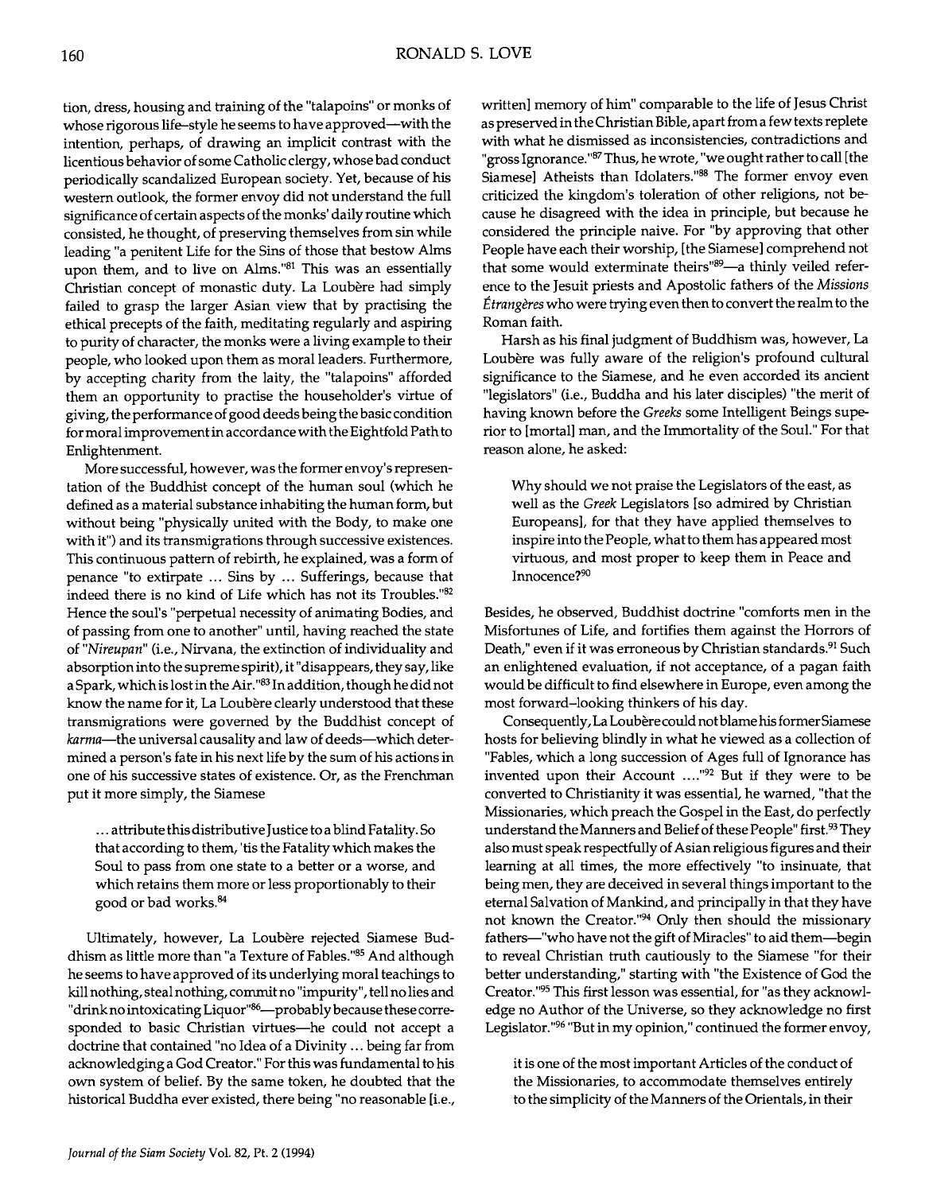tion, dress, housing and training of the "talapoins" or monks of whose rigorous life-style he seems to have approved—with the intention, perhaps, of drawing an implicit contrast with the licentious behavior of some Catholic clergy, whose bad conduct periodically scandalized European society. Yet, because of his western outlook, the former envoy did not understand the full significance of certain aspects of the monks' daily routine which consisted, he thought, of preserving themselves from sin while leading "a penitent Life for the Sins of those that bestow Alms upon them, and to live on Alms."[81] This was an essentially Christian concept of monastic duty. La Loubère had simply failed to grasp the larger Asian view that by practising the ethical precepts of the faith, meditating regularly and aspiring to purity of character, the monks were a living example to their people, who looked upon them as moral leaders. Furthermore, by accepting charity from the laity, the "talapoins" afforded them an opportunity to practise the householder's virtue of giving, the performance of good deeds being the basic condition for moral improvement in accordance with the Eightfold Path to Enlightenment.

More successful, however, was the former envoy's representation of the Buddhist concept of the human soul (which he defined as a material substance inhabiting the human form, but without being "physically united with the Body, to make one with it") and its transmigrations through successive existences. This continuous pattern of rebirth, he explained, was a form of penance "to extirpate ... Sins by ... Sufferings, because that indeed there is no kind of Life which has not its Troubles."[82] Hence the soul's "perpetual necessity of animating Bodies, and of passing from one to another" until, having reached the state of "*Nireupan*" (i.e., Nirvana, the extinction of individuality and absorption into the supreme spirit), it "disappears, they say, like a Spark, which is lost in the Air."[83] In addition, though he did not know the name for it, La Loubère clearly understood that these transmigrations were governed by the Buddhist concept of *karma*—the universal causality and law of deeds—which determined a person's fate in his next life by the sum of his actions in one of his successive states of existence. Or, as the Frenchman put it more simply, the Siamese

> ... attribute this distributive Justice to a blind Fatality. So that according to them, 'tis the Fatality which makes the Soul to pass from one state to a better or a worse, and which retains them more or less proportionably to their good or bad works.[84]

Ultimately, however, La Loubère rejected Siamese Buddhism as little more than "a Texture of Fables."[85] And although he seems to have approved of its underlying moral teachings to kill nothing, steal nothing, commit no "impurity", tell no lies and "drink no intoxicating Liquor"[86]—probably because these corresponded to basic Christian virtues—he could not accept a doctrine that contained "no Idea of a Divinity ... being far from acknowledging a God Creator." For this was fundamental to his own system of belief. By the same token, he doubted that the historical Buddha ever existed, there being "no reasonable [i.e., written] memory of him" comparable to the life of Jesus Christ as preserved in the Christian Bible, apart from a few texts replete with what he dismissed as inconsistencies, contradictions and "gross Ignorance."[87] Thus, he wrote, "we ought rather to call [the Siamese] Atheists than Idolaters."[88] The former envoy even criticized the kingdom's toleration of other religions, not because he disagreed with the idea in principle, but because he considered the principle naive. For "by approving that other People have each their worship, [the Siamese] comprehend not that some would exterminate theirs"[89]—a thinly veiled reference to the Jesuit priests and Apostolic fathers of the *Missions Étrangères* who were trying even then to convert the realm to the Roman faith.

Harsh as his final judgment of Buddhism was, however, La Loubère was fully aware of the religion's profound cultural significance to the Siamese, and he even accorded its ancient "legislators" (i.e., Buddha and his later disciples) "the merit of having known before the *Greeks* some Intelligent Beings superior to [mortal] man, and the Immortality of the Soul." For that reason alone, he asked:

> Why should we not praise the Legislators of the east, as well as the *Greek* Legislators [so admired by Christian Europeans], for that they have applied themselves to inspire into the People, what to them has appeared most virtuous, and most proper to keep them in Peace and Innocence?[90]

Besides, he observed, Buddhist doctrine "comforts men in the Misfortunes of Life, and fortifies them against the Horrors of Death," even if it was erroneous by Christian standards.[91] Such an enlightened evaluation, if not acceptance, of a pagan faith would be difficult to find elsewhere in Europe, even among the most forward-looking thinkers of his day.

Consequently, La Loubère could not blame his former Siamese hosts for believing blindly in what he viewed as a collection of "Fables, which a long succession of Ages full of Ignorance has invented upon their Account ...."[92] But if they were to be converted to Christianity it was essential, he warned, "that the Missionaries, which preach the Gospel in the East, do perfectly understand the Manners and Belief of these People" first.[93] They also must speak respectfully of Asian religious figures and their learning at all times, the more effectively "to insinuate, that being men, they are deceived in several things important to the eternal Salvation of Mankind, and principally in that they have not known the Creator."[94] Only then should the missionary fathers—"who have not the gift of Miracles" to aid them—begin to reveal Christian truth cautiously to the Siamese "for their better understanding," starting with "the Existence of God the Creator."[95] This first lesson was essential, for "as they acknowledge no Author of the Universe, so they acknowledge no first Legislator."[96] "But in my opinion," continued the former envoy,

> it is one of the most important Articles of the conduct of the Missionaries, to accommodate themselves entirely to the simplicity of the Manners of the Orientals, in their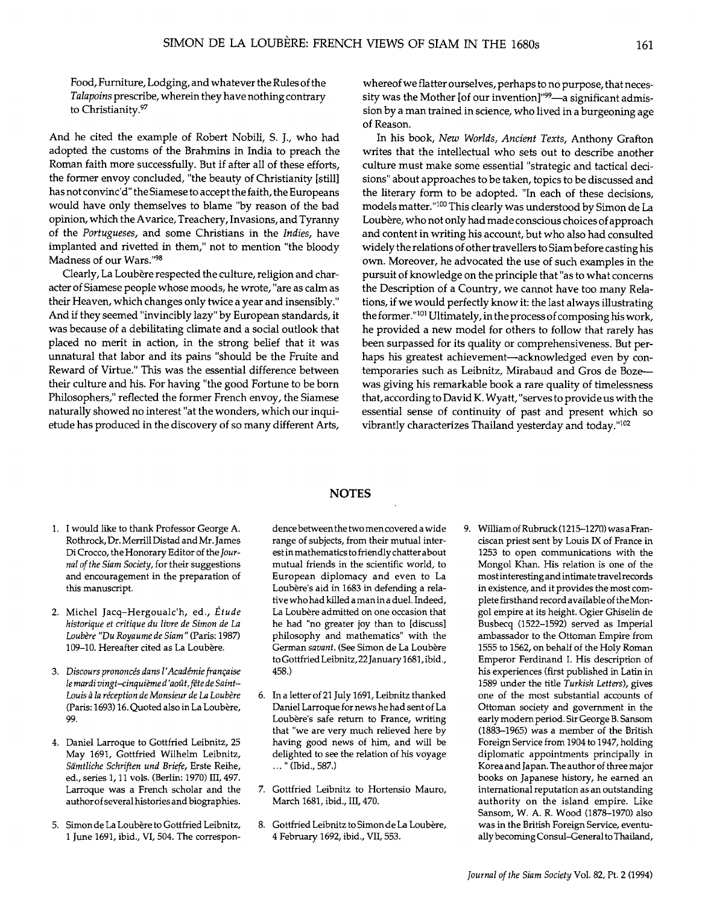Food, Furniture, Lodging, and whatever the Rules of the *Talapoins* prescribe, wherein they have nothing contrary to Christianity.[97]

And he cited the example of Robert Nobili, S. J., who had adopted the customs of the Brahmins in India to preach the Roman faith more successfully. But if after all of these efforts, the former envoy concluded, "the beauty of Christianity [still] has not convinc'd" the Siamese to accept the faith, the Europeans would have only themselves to blame "by reason of the bad opinion, which the Avarice, Treachery, Invasions, and Tyranny of the *Portugueses*, and some Christians in the *Indies*, have implanted and rivetted in them," not to mention "the bloody Madness of our Wars."[98]

Clearly, La Loubère respected the culture, religion and character of Siamese people whose moods, he wrote, "are as calm as their Heaven, which changes only twice a year and insensibly." And if they seemed "invincibly lazy" by European standards, it was because of a debilitating climate and a social outlook that placed no merit in action, in the strong belief that it was unnatural that labor and its pains "should be the Fruite and Reward of Virtue." This was the essential difference between their culture and his. For having "the good Fortune to be born Philosophers," reflected the former French envoy, the Siamese naturally showed no interest "at the wonders, which our inquietude has produced in the discovery of so many different Arts, whereof we flatter ourselves, perhaps to no purpose, that necessity was the Mother [of our invention]"[99]—a significant admission by a man trained in science, who lived in a burgeoning age of Reason.

In his book, *New Worlds, Ancient Texts*, Anthony Grafton writes that the intellectual who sets out to describe another culture must make some essential "strategic and tactical decisions" about approaches to be taken, topics to be discussed and the literary form to be adopted. "In each of these decisions, models matter."[100] This clearly was understood by Simon de La Loubère, who not only had made conscious choices of approach and content in writing his account, but who also had consulted widely the relations of other travellers to Siam before casting his own. Moreover, he advocated the use of such examples in the pursuit of knowledge on the principle that "as to what concerns the Description of a Country, we cannot have too many Relations, if we would perfectly know it: the last always illustrating the former."[101] Ultimately, in the process of composing his work, he provided a new model for others to follow that rarely has been surpassed for its quality or comprehensiveness. But perhaps his greatest achievement—acknowledged even by contemporaries such as Leibnitz, Mirabaud and Gros de Boze—was giving his remarkable book a rare quality of timelessness that, according to David K. Wyatt, "serves to provide us with the essential sense of continuity of past and present which so vibrantly characterizes Thailand yesterday and today."[102]

## NOTES

1. I would like to thank Professor George A. Rothrock, Dr. Merrill Distad and Mr. James Di Crocco, the Honorary Editor of the *Journal of the Siam Society*, for their suggestions and encouragement in the preparation of this manuscript.

2. Michel Jacq-Hergoualc'h, ed., *Étude historique et critique du livre de Simon de La Loubère "Du Royaume de Siam"* (Paris: 1987) 109–10. Hereafter cited as La Loubère.

3. *Discours prononcés dans l'Académie française le mardi vingt–cinquième d'août, fête de Saint–Louis à la réception de Monsieur de La Loubère* (Paris: 1693) 16. Quoted also in La Loubère, 99.

4. Daniel Larroque to Gottfried Leibnitz, 25 May 1691, Gottfried Wilhelm Leibnitz, *Sämtliche Schriften und Briefe*, Erste Reihe, ed., series 1, 11 vols. (Berlin: 1970) III, 497. Larroque was a French scholar and the author of several histories and biographies.

5. Simon de La Loubère to Gottfried Leibnitz, 1 June 1691, ibid., VI, 504. The correspondence between the two men covered a wide range of subjects, from their mutual interest in mathematics to friendly chatter about mutual friends in the scientific world, to European diplomacy and even to La Loubère's aid in 1683 in defending a relative who had killed a man in a duel. Indeed, La Loubère admitted on one occasion that he had "no greater joy than to [discuss] philosophy and mathematics" with the German *savant*. (See Simon de La Loubère to Gottfried Leibnitz, 22 January 1681, ibid., 458.)

6. In a letter of 21 July 1691, Leibnitz thanked Daniel Larroque for news he had sent of La Loubère's safe return to France, writing that "we are very much relieved here by having good news of him, and will be delighted to see the relation of his voyage ... " (Ibid., 587.)

7. Gottfried Leibnitz to Hortensio Mauro, March 1681, ibid., III, 470.

8. Gottfried Leibnitz to Simon de La Loubère, 4 February 1692, ibid., VII, 553.

9. William of Rubruck (1215–1270) was a Franciscan priest sent by Louis IX of France in 1253 to open communications with the Mongol Khan. His relation is one of the most interesting and intimate travel records in existence, and it provides the most complete firsthand record available of the Mongol empire at its height. Ogier Ghiselin de Busbecq (1522–1592) served as Imperial ambassador to the Ottoman Empire from 1555 to 1562, on behalf of the Holy Roman Emperor Ferdinand I. His description of his experiences (first published in Latin in 1589 under the title *Turkish Letters*), gives one of the most substantial accounts of Ottoman society and government in the early modern period. Sir George B. Sansom (1883–1965) was a member of the British Foreign Service from 1904 to 1947, holding diplomatic appointments principally in Korea and Japan. The author of three major books on Japanese history, he earned an international reputation as an outstanding authority on the island empire. Like Sansom, W. A. R. Wood (1878–1970) also was in the British Foreign Service, eventually becoming Consul–General to Thailand,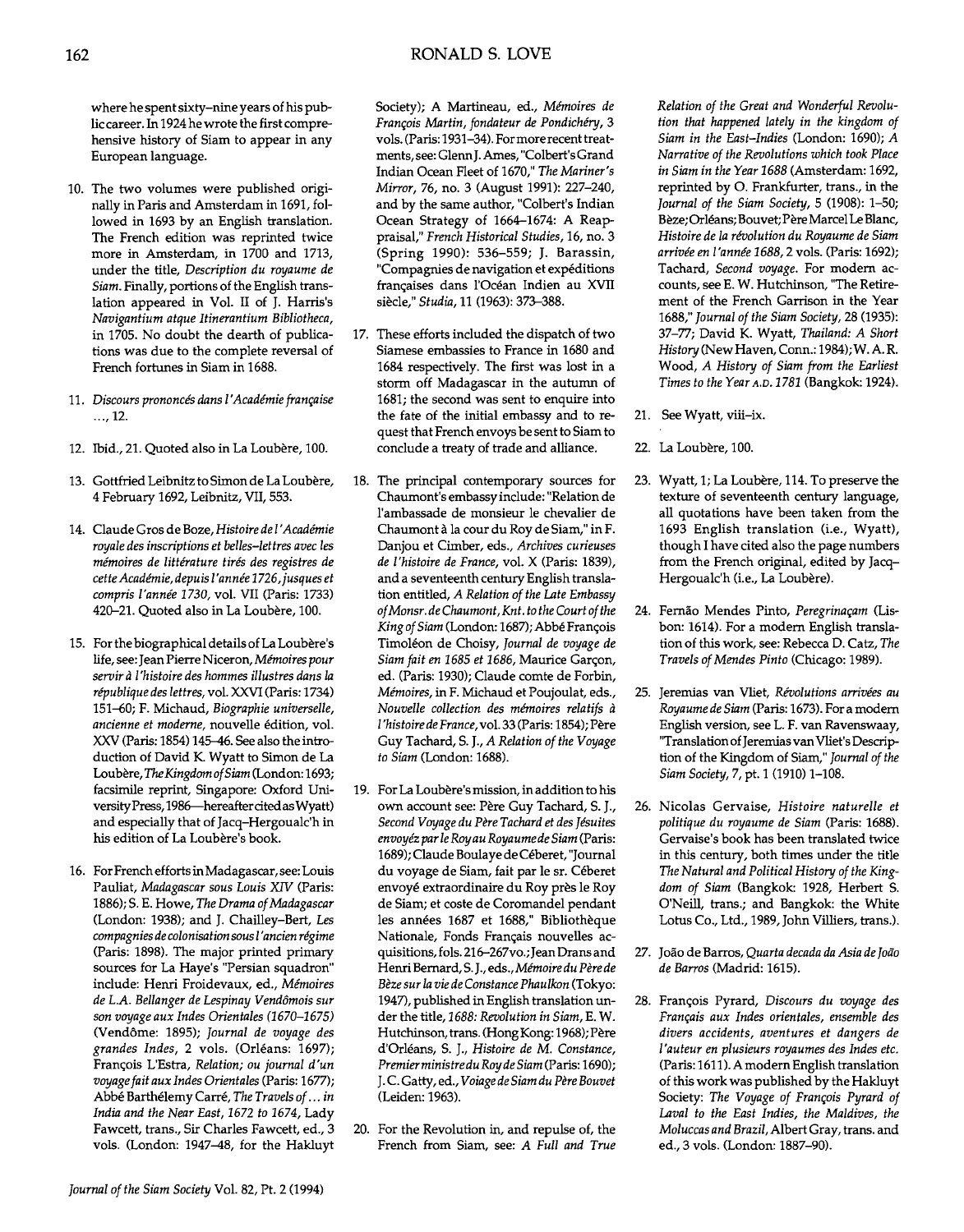where he spent sixty-nine years of his public career. In 1924 he wrote the first comprehensive history of Siam to appear in any European language.

10. The two volumes were published originally in Paris and Amsterdam in 1691, followed in 1693 by an English translation. The French edition was reprinted twice more in Amsterdam, in 1700 and 1713, under the title, *Description du royaume de Siam*. Finally, portions of the English translation appeared in Vol. II of J. Harris's *Navigantium atque Itinerantium Bibliotheca*, in 1705. No doubt the dearth of publications was due to the complete reversal of French fortunes in Siam in 1688.

11. *Discours prononcés dans l'Académie française* ..., 12.

12. Ibid., 21. Quoted also in La Loubère, 100.

13. Gottfried Leibnitz to Simon de La Loubère, 4 February 1692, Leibnitz, VII, 553.

14. Claude Gros de Boze, *Histoire de l'Académie royale des inscriptions et belles-lettres avec les mémoires de littérature tirés des registres de cette Académie, depuis l'année 1726, jusques et compris l'année 1730*, vol. VII (Paris: 1733) 420–21. Quoted also in La Loubère, 100.

15. For the biographical details of La Loubère's life, see: Jean Pierre Niceron, *Mémoires pour servir à l'histoire des hommes illustres dans la république des lettres*, vol. XXVI (Paris: 1734) 151–60; F. Michaud, *Biographie universelle, ancienne et moderne*, nouvelle édition, vol. XXV (Paris: 1854) 145–46. See also the introduction of David K. Wyatt to Simon de La Loubère, *The Kingdom of Siam* (London: 1693; facsimile reprint, Singapore: Oxford University Press, 1986—hereafter cited as Wyatt) and especially that of Jacq-Hergoualc'h in his edition of La Loubère's book.

16. For French efforts in Madagascar, see: Louis Pauliat, *Madagascar sous Louis XIV* (Paris: 1886); S. E. Howe, *The Drama of Madagascar* (London: 1938); and J. Chailley-Bert, *Les compagnies de colonisation sous l'ancien régime* (Paris: 1898). The major printed primary sources for La Haye's "Persian squadron" include: Henri Froidevaux, ed., *Mémoires de L.A. Bellanger de Lespinay Vendômois sur son voyage aux Indes Orientales (1670–1675)* (Vendôme: 1895); *Journal de voyage des grandes Indes*, 2 vols. (Orléans: 1697); François L'Estra, *Relation; ou journal d'un voyage fait aux Indes Orientales* (Paris: 1677); Abbé Barthélemy Carré, *The Travels of ... in India and the Near East, 1672 to 1674*, Lady Fawcett, trans., Sir Charles Fawcett, ed., 3 vols. (London: 1947–48, for the Hakluyt Society); A Martineau, ed., *Mémoires de François Martin, fondateur de Pondichéry*, 3 vols. (Paris: 1931–34). For more recent treatments, see: Glenn J. Ames, "Colbert's Grand Indian Ocean Fleet of 1670," *The Mariner's Mirror*, 76, no. 3 (August 1991): 227–240, and by the same author, "Colbert's Indian Ocean Strategy of 1664–1674: A Reappraisal," *French Historical Studies*, 16, no. 3 (Spring 1990): 536–559; J. Barassin, "Compagnies de navigation et expéditions françaises dans l'Océan Indien au XVII siècle," *Studia*, 11 (1963): 373–388.

17. These efforts included the dispatch of two Siamese embassies to France in 1680 and 1684 respectively. The first was lost in a storm off Madagascar in the autumn of 1681; the second was sent to enquire into the fate of the initial embassy and to request that French envoys be sent to Siam to conclude a treaty of trade and alliance.

18. The principal contemporary sources for Chaumont's embassy include: "Relation de l'ambassade de monsieur le chevalier de Chaumont à la cour du Roy de Siam," in F. Danjou et Cimber, eds., *Archives curieuses de l'histoire de France*, vol. X (Paris: 1839), and a seventeenth century English translation entitled, *A Relation of the Late Embassy of Monsr. de Chaumont, Knt. to the Court of the King of Siam* (London: 1687); Abbé François Timoléon de Choisy, *Journal de voyage de Siam fait en 1685 et 1686*, Maurice Garçon, ed. (Paris: 1930); Claude comte de Forbin, *Mémoires*, in F. Michaud et Poujoulat, eds., *Nouvelle collection des mémoires relatifs à l'histoire de France*, vol. 33 (Paris: 1854); Père Guy Tachard, S. J., *A Relation of the Voyage to Siam* (London: 1688).

19. For La Loubère's mission, in addition to his own account see: Père Guy Tachard, S. J., *Second Voyage du Père Tachard et des Jésuites envoyéz par le Roy au Royaume de Siam* (Paris: 1689); Claude Boulaye de Céberet, "Journal du voyage de Siam, fait par le sr. Céberet envoyé extraordinaire du Roy près le Roy de Siam; et coste de Coromandel pendant les années 1687 et 1688," Bibliothèque Nationale, Fonds Français nouvelles acquisitions, fols. 216–267vo.; Jean Drans and Henri Bernard, S. J., eds., *Mémoire du Père de Bèze sur la vie de Constance Phaulkon* (Tokyo: 1947), published in English translation under the title, *1688: Revolution in Siam*, E. W. Hutchinson, trans. (Hong Kong: 1968); Père d'Orléans, S. J., *Histoire de M. Constance, Premier ministre du Roy de Siam* (Paris: 1690); J. C. Gatty, ed., *Voiage de Siam du Père Bouvet* (Leiden: 1963).

20. For the Revolution in, and repulse of, the French from Siam, see: *A Full and True Relation of the Great and Wonderful Revolution that happened lately in the kingdom of Siam in the East-Indies* (London: 1690); *A Narrative of the Revolutions which took Place in Siam in the Year 1688* (Amsterdam: 1692, reprinted by O. Frankfurter, trans., in the *Journal of the Siam Society*, 5 (1908): 1–50; Bèze; Orléans; Bouvet; Père Marcel Le Blanc, *Histoire de la révolution du Royaume de Siam arrivée en l'année 1688*, 2 vols. (Paris: 1692); Tachard, *Second voyage*. For modern accounts, see E. W. Hutchinson, "The Retirement of the French Garrison in the Year 1688," *Journal of the Siam Society*, 28 (1935): 37–77; David K. Wyatt, *Thailand: A Short History* (New Haven, Conn.: 1984); W. A. R. Wood, *A History of Siam from the Earliest Times to the Year A.D. 1781* (Bangkok: 1924).

21. See Wyatt, viii–ix.

22. La Loubère, 100.

23. Wyatt, 1; La Loubère, 114. To preserve the texture of seventeenth century language, all quotations have been taken from the 1693 English translation (i.e., Wyatt), though I have cited also the page numbers from the French original, edited by Jacq-Hergoualc'h (i.e., La Loubère).

24. Fernão Mendes Pinto, *Peregrinaçam* (Lisbon: 1614). For a modern English translation of this work, see: Rebecca D. Catz, *The Travels of Mendes Pinto* (Chicago: 1989).

25. Jeremias van Vliet, *Révolutions arrivées au Royaume de Siam* (Paris: 1673). For a modern English version, see L. F. van Ravenswaay, "Translation of Jeremias van Vliet's Description of the Kingdom of Siam," *Journal of the Siam Society*, 7, pt. 1 (1910) 1–108.

26. Nicolas Gervaise, *Histoire naturelle et politique du royaume de Siam* (Paris: 1688). Gervaise's book has been translated twice in this century, both times under the title *The Natural and Political History of the Kingdom of Siam* (Bangkok: 1928, Herbert S. O'Neill, trans.; and Bangkok: the White Lotus Co., Ltd., 1989, John Villiers, trans.).

27. João de Barros, *Quarta decada da Asia de João de Barros* (Madrid: 1615).

28. François Pyrard, *Discours du voyage des Français aux Indes orientales, ensemble des divers accidents, aventures et dangers de l'auteur en plusieurs royaumes des Indes etc.* (Paris: 1611). A modern English translation of this work was published by the Hakluyt Society: *The Voyage of François Pyrard of Laval to the East Indies, the Maldives, the Moluccas and Brazil*, Albert Gray, trans. and ed., 3 vols. (London: 1887–90).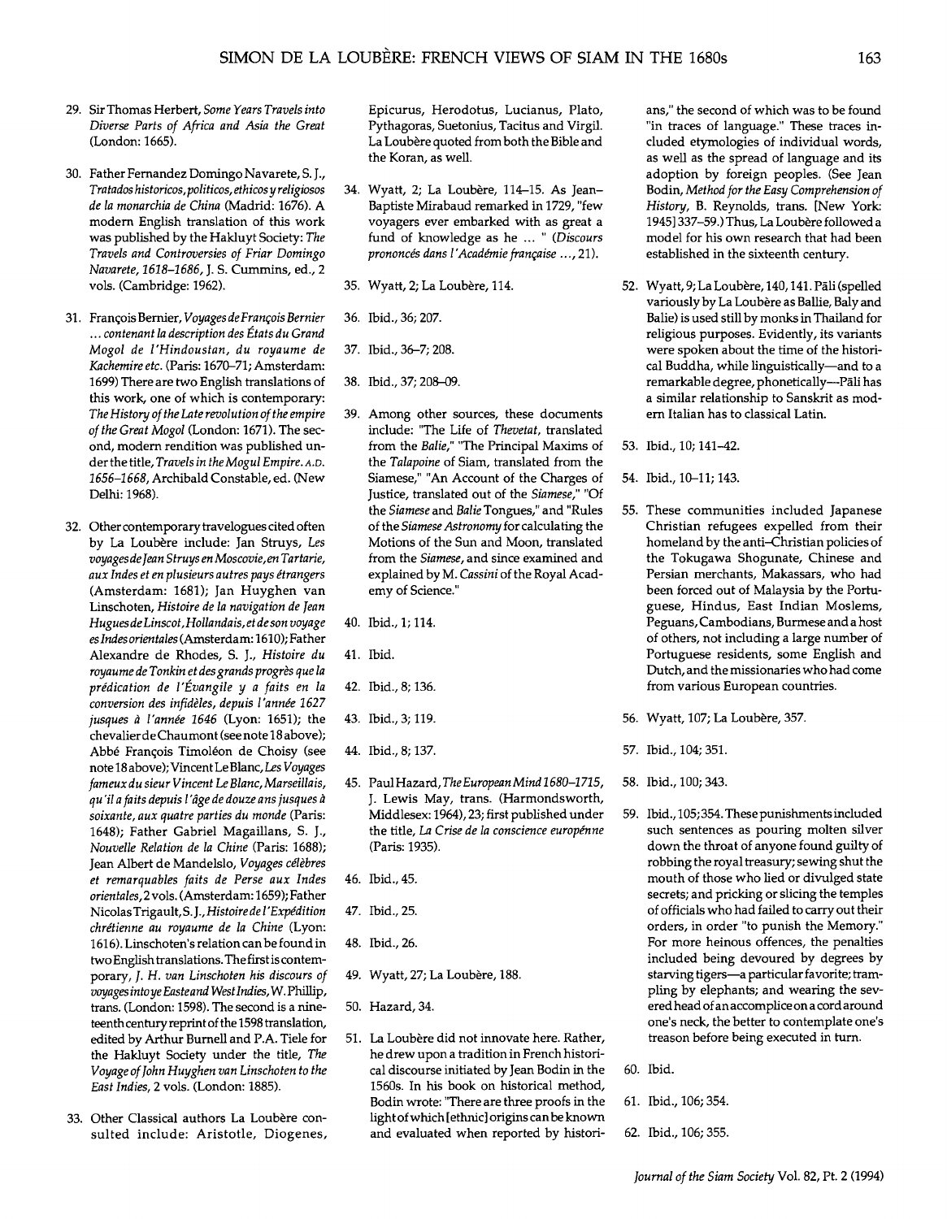29. Sir Thomas Herbert, *Some Years Travels into Diverse Parts of Africa and Asia the Great* (London: 1665).

30. Father Fernandez Domingo Navarete, S. J., *Tratados historicos, politicos, ethicos y religiosos de la monarchia de China* (Madrid: 1676). A modern English translation of this work was published by the Hakluyt Society: *The Travels and Controversies of Friar Domingo Navarete, 1618–1686*, J. S. Cummins, ed., 2 vols. (Cambridge: 1962).

31. François Bernier, *Voyages de François Bernier ... contenant la description des États du Grand Mogol de l'Hindoustan, du royaume de Kachemire etc.* (Paris: 1670–71; Amsterdam: 1699) There are two English translations of this work, one of which is contemporary: *The History of the Late revolution of the empire of the Great Mogol* (London: 1671). The second, modern rendition was published under the title, *Travels in the Mogul Empire.* A.D. *1656–1668*, Archibald Constable, ed. (New Delhi: 1968).

32. Other contemporary travelogues cited often by La Loubère include: Jan Struys, *Les voyages de Jean Struys en Moscovie, en Tartarie, aux Indes et en plusieurs autres pays étrangers* (Amsterdam: 1681); Jan Huyghen van Linschoten, *Histoire de la navigation de Jean Hugues de Linscot, Hollandais, et de son voyage es Indes orientales* (Amsterdam: 1610); Father Alexandre de Rhodes, S. J., *Histoire du royaume de Tonkin et des grands progrès que la prédication de l'Évangile y a faits en la conversion des infidèles, depuis l'année 1627 jusques à l'année 1646* (Lyon: 1651); the chevalier de Chaumont (see note 18 above); Abbé François Timoléon de Choisy (see note 18 above); Vincent Le Blanc, *Les Voyages fameux du sieur Vincent Le Blanc, Marseillais, qu'il a faits depuis l'âge de douze ans jusques à soixante, aux quatre parties du monde* (Paris: 1648); Father Gabriel Magaillans, S. J., *Nouvelle Relation de la Chine* (Paris: 1688); Jean Albert de Mandelslo, *Voyages célèbres et remarquables faits de Perse aux Indes orientales*, 2 vols. (Amsterdam: 1659); Father Nicolas Trigault, S. J., *Histoire de l'Expédition chrétienne au royaume de la Chine* (Lyon: 1616). Linschoten's relation can be found in two English translations. The first is contemporary, *J. H. van Linschoten his discours of voyages into ye Easte and West Indies*, W. Phillip, trans. (London: 1598). The second is a nineteenth century reprint of the 1598 translation, edited by Arthur Burnell and P.A. Tiele for the Hakluyt Society under the title, *The Voyage of John Huyghen van Linschoten to the East Indies*, 2 vols. (London: 1885).

33. Other Classical authors La Loubère consulted include: Aristotle, Diogenes, Epicurus, Herodotus, Lucianus, Plato, Pythagoras, Suetonius, Tacitus and Virgil. La Loubère quoted from both the Bible and the Koran, as well.

34. Wyatt, 2; La Loubère, 114–15. As Jean-Baptiste Mirabaud remarked in 1729, "few voyagers ever embarked with as great a fund of knowledge as he ... " (*Discours prononcés dans l'Académie française ...*, 21).

35. Wyatt, 2; La Loubère, 114.

36. Ibid., 36; 207.

37. Ibid., 36–7; 208.

38. Ibid., 37; 208–09.

39. Among other sources, these documents include: "The Life of *Thevetat*, translated from the *Balie*," "The Principal Maxims of the *Talapoine* of Siam, translated from the Siamese," "An Account of the Charges of Justice, translated out of the *Siamese*," "Of the *Siamese* and *Balie* Tongues," and "Rules of the *Siamese Astronomy* for calculating the Motions of the Sun and Moon, translated from the *Siamese*, and since examined and explained by M. *Cassini* of the Royal Academy of Science."

40. Ibid., 1; 114.

41. Ibid.

42. Ibid., 8; 136.

43. Ibid., 3; 119.

44. Ibid., 8; 137.

45. Paul Hazard, *The European Mind 1680–1715*, J. Lewis May, trans. (Harmondsworth, Middlesex: 1964), 23; first published under the title, *La Crise de la conscience europénne* (Paris: 1935).

46. Ibid., 45.

47. Ibid., 25.

48. Ibid., 26.

49. Wyatt, 27; La Loubère, 188.

50. Hazard, 34.

51. La Loubère did not innovate here. Rather, he drew upon a tradition in French historical discourse initiated by Jean Bodin in the 1560s. In his book on historical method, Bodin wrote: "There are three proofs in the light of which [ethnic] origins can be known and evaluated when reported by historians," the second of which was to be found "in traces of language." These traces included etymologies of individual words, as well as the spread of language and its adoption by foreign peoples. (See Jean Bodin, *Method for the Easy Comprehension of History*, B. Reynolds, trans. [New York: 1945] 337–59.) Thus, La Loubère followed a model for his own research that had been established in the sixteenth century.

52. Wyatt, 9; La Loubère, 140, 141. Pāli (spelled variously by La Loubère as Ballie, Baly and Balie) is used still by monks in Thailand for religious purposes. Evidently, its variants were spoken about the time of the historical Buddha, while linguistically—and to a remarkable degree, phonetically—Pāli has a similar relationship to Sanskrit as modern Italian has to classical Latin.

53. Ibid., 10; 141–42.

54. Ibid., 10–11; 143.

55. These communities included Japanese Christian refugees expelled from their homeland by the anti-Christian policies of the Tokugawa Shogunate, Chinese and Persian merchants, Makassars, who had been forced out of Malaysia by the Portuguese, Hindus, East Indian Moslems, Peguans, Cambodians, Burmese and a host of others, not including a large number of Portuguese residents, some English and Dutch, and the missionaries who had come from various European countries.

56. Wyatt, 107; La Loubère, 357.

57. Ibid., 104; 351.

58. Ibid., 100; 343.

59. Ibid., 105; 354. These punishments included such sentences as pouring molten silver down the throat of anyone found guilty of robbing the royal treasury; sewing shut the mouth of those who lied or divulged state secrets; and pricking or slicing the temples of officials who had failed to carry out their orders, in order "to punish the Memory." For more heinous offences, the penalties included being devoured by degrees by starving tigers—a particular favorite; trampling by elephants; and wearing the severed head of an accomplice on a cord around one's neck, the better to contemplate one's treason before being executed in turn.

60. Ibid.

61. Ibid., 106; 354.

62. Ibid., 106; 355.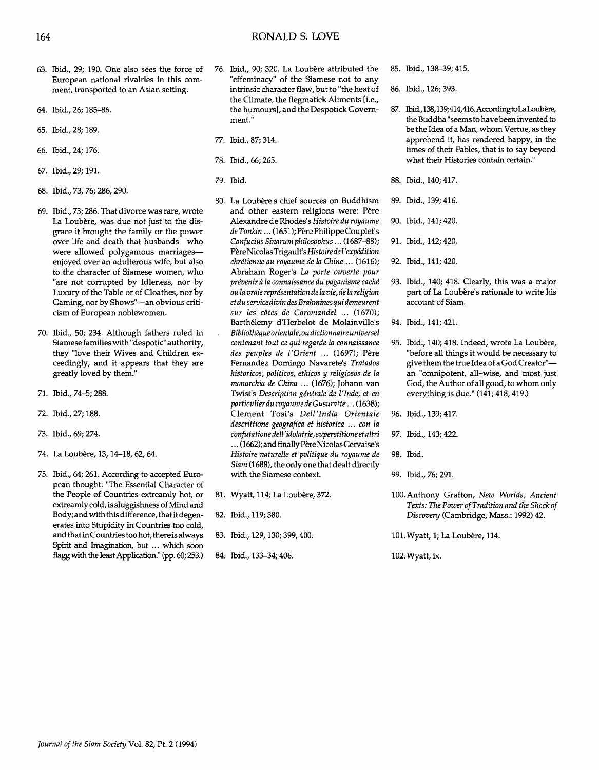63. Ibid., 29; 190. One also sees the force of European national rivalries in this comment, transported to an Asian setting.

64. Ibid., 26; 185–86.

65. Ibid., 28; 189.

66. Ibid., 24; 176.

67. Ibid., 29; 191.

68. Ibid., 73, 76; 286, 290.

69. Ibid., 73; 286. That divorce was rare, wrote La Loubère, was due not just to the disgrace it brought the family or the power over life and death that husbands—who were allowed polygamous marriages—enjoyed over an adulterous wife, but also to the character of Siamese women, who "are not corrupted by Idleness, nor by Luxury of the Table or of Cloathes, nor by Gaming, nor by Shows"—an obvious criticism of European noblewomen.

70. Ibid., 50; 234. Although fathers ruled in Siamese families with "despotic" authority, they "love their Wives and Children exceedingly, and it appears that they are greatly loved by them."

71. Ibid., 74–5; 288.

72. Ibid., 27; 188.

73. Ibid., 69; 274.

74. La Loubère, 13, 14–18, 62, 64.

75. Ibid., 64; 261. According to accepted European thought: "The Essential Character of the People of Countries extreamly hot, or extreamly cold, is sluggishness of Mind and Body; and with this difference, that it degenerates into Stupidity in Countries too cold, and that in Countries too hot, there is always Spirit and Imagination, but ... which soon flagg with the least Application." (pp. 60; 253.)

76. Ibid., 90; 320. La Loubère attributed the "effeminacy" of the Siamese not to any intrinsic character flaw, but to "the heat of the Climate, the flegmatick Aliments [i.e., the humours], and the Despotick Government."

77. Ibid., 87; 314.

78. Ibid., 66; 265.

79. Ibid.

80. La Loubère's chief sources on Buddhism and other eastern religions were: Père Alexandre de Rhodes's *Histoire du royaume de Tonkin* ... (1651); Père Philippe Couplet's *Confucius Sinarum philosophus* ... (1687–88); Père Nicolas Trigault's *Histoire de l'expédition chrétienne au royaume de la Chine* ... (1616); Abraham Roger's *La porte ouverte pour prévenir à la connaissance du paganisme caché ou la vraie représentation de la vie, de la religion et du service divin des Brahmines qui demeurent sur les côtes de Coromandel* ... (1670); Barthélemy d'Herbelot de Molainville's *Bibliothèque orientale, ou dictionnaire universel contenant tout ce qui regarde la connaissance des peuples de l'Orient* ... (1697); Père Fernandez Domingo Navarete's *Tratados historicos, politicos, ethicos y religiosos de la monarchia de China* ... (1676); Johann van Twist's *Description générale de l'Inde, et en particulier du royaume de Gusuratte* ... (1638); Clement Tosi's *Dell'India Orientale descrittione geografica et historica ... con la confutatione dell'idolatrie, superstitione et altri* ... (1662); and finally Père Nicolas Gervaise's *Histoire naturelle et politique du royaume de Siam* (1688), the only one that dealt directly with the Siamese context.

81. Wyatt, 114; La Loubère, 372.

82. Ibid., 119; 380.

83. Ibid., 129, 130; 399, 400.

84. Ibid., 133–34; 406.

85. Ibid., 138–39; 415.

86. Ibid., 126; 393.

87. Ibid., 138, 139; 414, 416. According to La Loubère, the Buddha "seems to have been invented to be the Idea of a Man, whom Vertue, as they apprehend it, has rendered happy, in the times of their Fables, that is to say beyond what their Histories contain certain."

88. Ibid., 140; 417.

89. Ibid., 139; 416.

90. Ibid., 141; 420.

91. Ibid., 142; 420.

92. Ibid., 141; 420.

93. Ibid., 140; 418. Clearly, this was a major part of La Loubère's rationale to write his account of Siam.

94. Ibid., 141; 421.

95. Ibid., 140; 418. Indeed, wrote La Loubère, "before all things it would be necessary to give them the true Idea of a God Creator"—an "omnipotent, all-wise, and most just God, the Author of all good, to whom only everything is due." (141; 418, 419.)

96. Ibid., 139; 417.

97. Ibid., 143; 422.

98. Ibid.

99. Ibid., 76; 291.

100. Anthony Grafton, *New Worlds, Ancient Texts: The Power of Tradition and the Shock of Discovery* (Cambridge, Mass.: 1992) 42.

101. Wyatt, 1; La Loubère, 114.

102. Wyatt, ix.